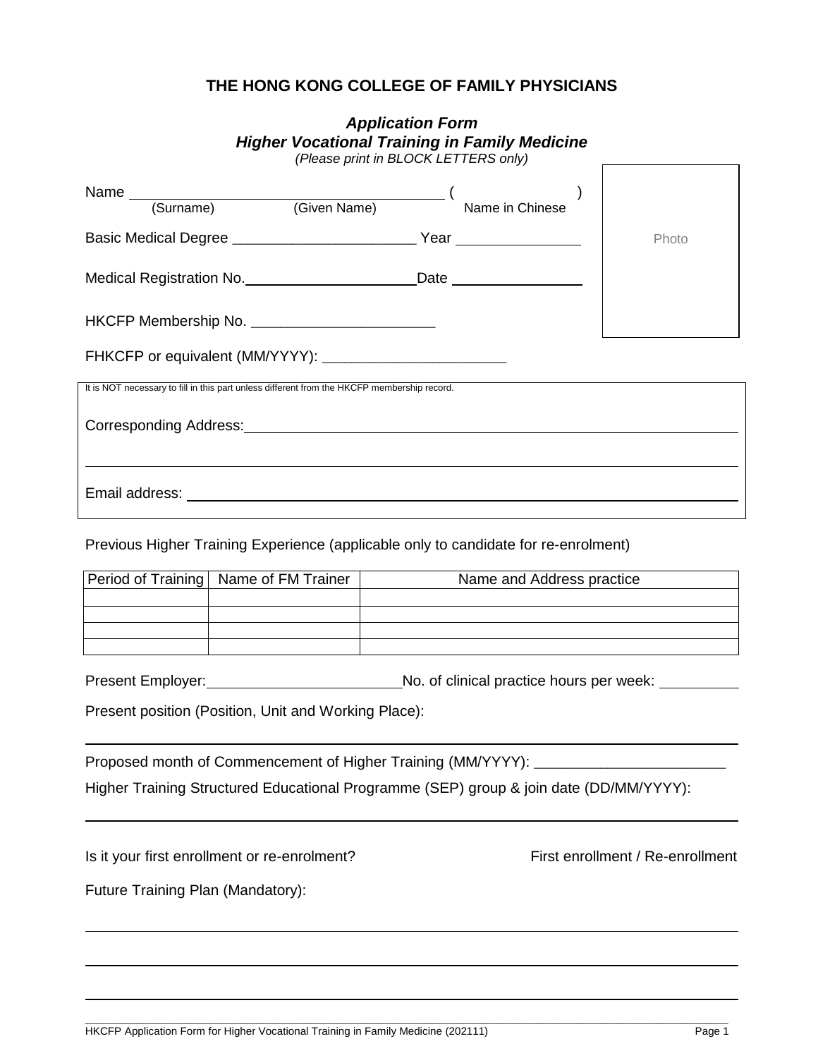# THE HONG KONG COLLEGE OF FAMILY PHYSICIANS

## *Application Form*
## *Higher Vocational Training in Family Medicine*

*(Please print in BLOCK LETTERS only)*

Name ______________________________ ( ______________ )
(Surname) (Given Name) Name in Chinese

Photo

Basic Medical Degree ______________________ Year _______________

Medical Registration No. ______________________ Date _______________

HKCFP Membership No. ______________________

FHKCFP or equivalent (MM/YYYY): ______________________

It is NOT necessary to fill in this part unless different from the HKCFP membership record.

Corresponding Address: ______________________________________________

______________________________________________

Email address: ______________________________________________

Previous Higher Training Experience (applicable only to candidate for re-enrolment)

| Period of Training | Name of FM Trainer | Name and Address practice |
|---|---|---|
| | | |
| | | |
| | | |
| | | |

Present Employer: ______________________ No. of clinical practice hours per week: __________

Present position (Position, Unit and Working Place):

______________________________________________

Proposed month of Commencement of Higher Training (MM/YYYY): ______________________

Higher Training Structured Educational Programme (SEP) group & join date (DD/MM/YYYY):

______________________________________________

Is it your first enrollment or re-enrolment? First enrollment / Re-enrollment

Future Training Plan (Mandatory):

______________________________________________

______________________________________________

______________________________________________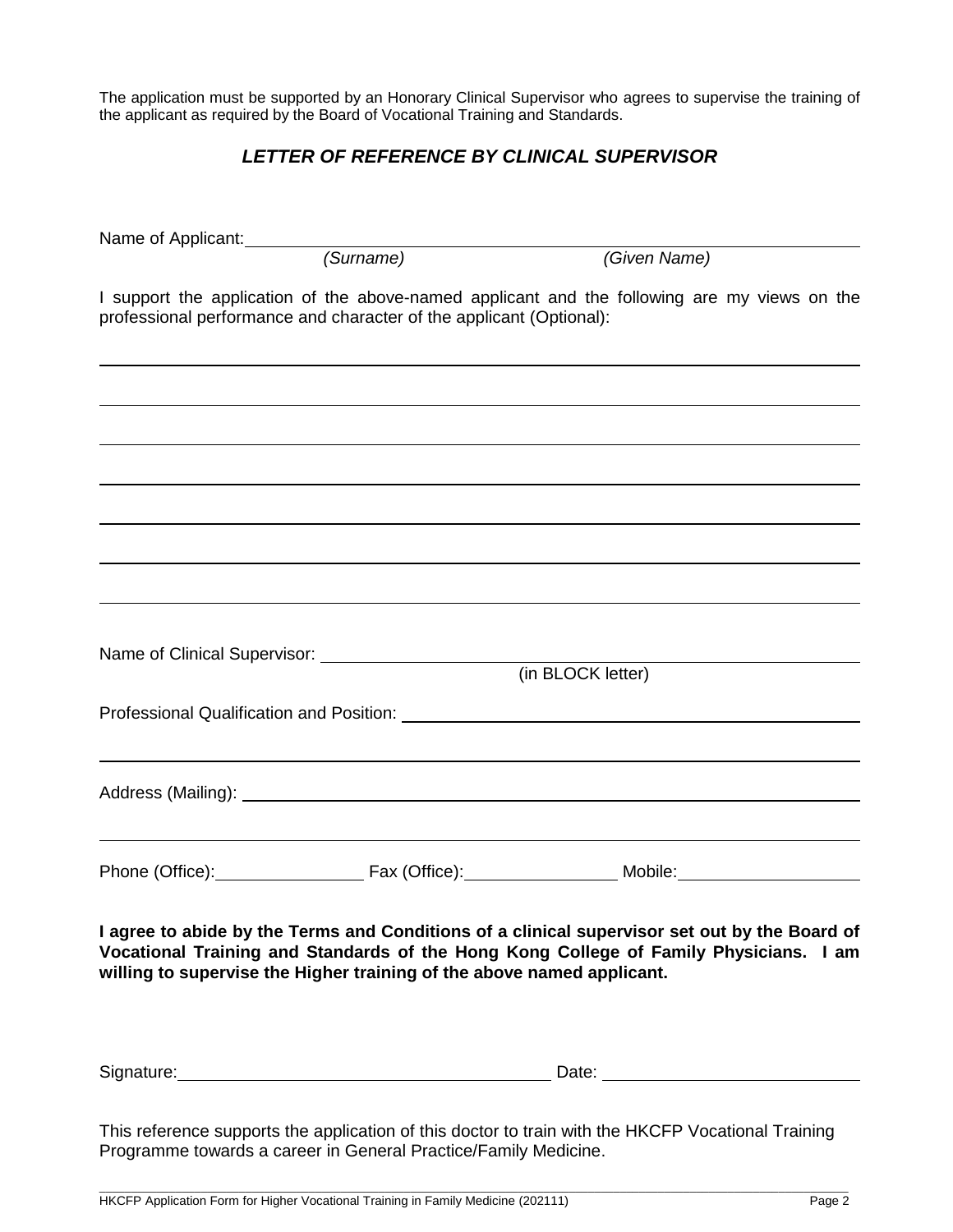The application must be supported by an Honorary Clinical Supervisor who agrees to supervise the training of the applicant as required by the Board of Vocational Training and Standards.

## *LETTER OF REFERENCE BY CLINICAL SUPERVISOR*

Name of Applicant: ____________________________________________

*(Surname)* *(Given Name)*

I support the application of the above-named applicant and the following are my views on the professional performance and character of the applicant (Optional):

______________________________________________________________

______________________________________________________________

______________________________________________________________

______________________________________________________________

______________________________________________________________

______________________________________________________________

______________________________________________________________

Name of Clinical Supervisor: ____________________________________

(in BLOCK letter)

Professional Qualification and Position: ____________________________

______________________________________________________________

Address (Mailing): ____________________________________________

______________________________________________________________

Phone (Office): ______________ Fax (Office): ______________ Mobile: ______________

**I agree to abide by the Terms and Conditions of a clinical supervisor set out by the Board of Vocational Training and Standards of the Hong Kong College of Family Physicians. I am willing to supervise the Higher training of the above named applicant.**

Signature: ______________________________ Date: ______________________

This reference supports the application of this doctor to train with the HKCFP Vocational Training Programme towards a career in General Practice/Family Medicine.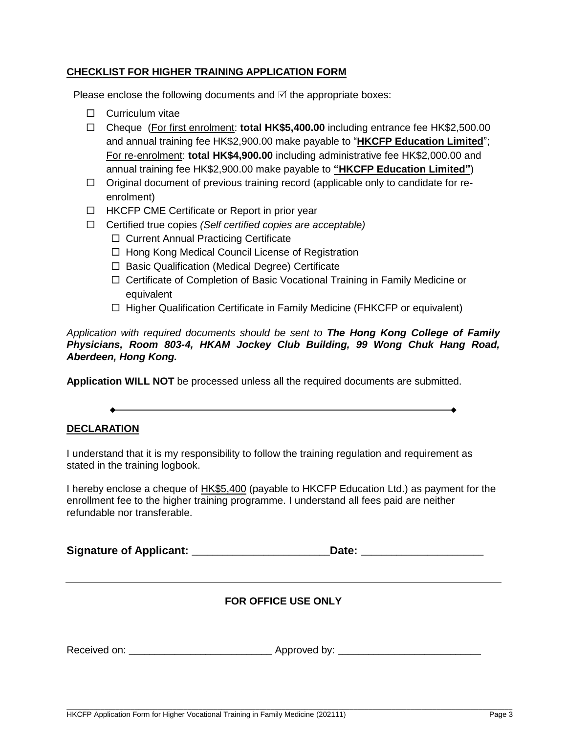**<u>CHECKLIST FOR HIGHER TRAINING APPLICATION FORM</u>**

Please enclose the following documents and ☑ the appropriate boxes:

- ☐ Curriculum vitae
- ☐ Cheque (<u>For first enrolment</u>: **total HK$5,400.00** including entrance fee HK$2,500.00 and annual training fee HK$2,900.00 make payable to "**<u>HKCFP Education Limited</u>**"; <u>For re-enrolment</u>: **total HK$4,900.00** including administrative fee HK$2,000.00 and annual training fee HK$2,900.00 make payable to **<u>"HKCFP Education Limited"</u>**)
- ☐ Original document of previous training record (applicable only to candidate for re-enrolment)
- ☐ HKCFP CME Certificate or Report in prior year
- ☐ Certified true copies *(Self certified copies are acceptable)*
  - ☐ Current Annual Practicing Certificate
  - ☐ Hong Kong Medical Council License of Registration
  - ☐ Basic Qualification (Medical Degree) Certificate
  - ☐ Certificate of Completion of Basic Vocational Training in Family Medicine or equivalent
  - ☐ Higher Qualification Certificate in Family Medicine (FHKCFP or equivalent)

*Application with required documents should be sent to **The Hong Kong College of Family Physicians, Room 803-4, HKAM Jockey Club Building, 99 Wong Chuk Hang Road, Aberdeen, Hong Kong.***

**Application WILL NOT** be processed unless all the required documents are submitted.

---

**<u>DECLARATION</u>**

I understand that it is my responsibility to follow the training regulation and requirement as stated in the training logbook.

I hereby enclose a cheque of <u>HK$5,400</u> (payable to HKCFP Education Ltd.) as payment for the enrollment fee to the higher training programme. I understand all fees paid are neither refundable nor transferable.

**Signature of Applicant: ______________________Date: ____________________**

---

**FOR OFFICE USE ONLY**

Received on: _________________________ Approved by: _________________________